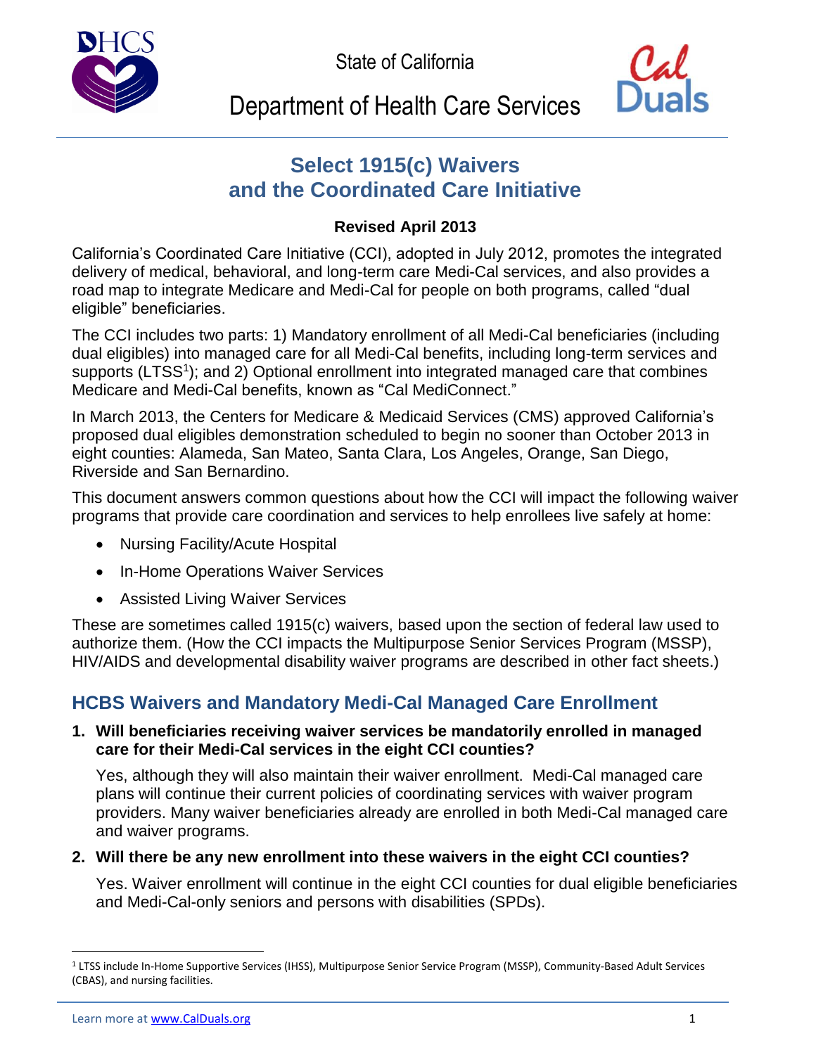State of California

Department of Health Care Services

# Select 1915(c) Waivers and the Coordinated Care Initiative

**Revised April 2013**

California's Coordinated Care Initiative (CCI), adopted in July 2012, promotes the integrated delivery of medical, behavioral, and long-term care Medi-Cal services, and also provides a road map to integrate Medicare and Medi-Cal for people on both programs, called "dual eligible" beneficiaries.

The CCI includes two parts: 1) Mandatory enrollment of all Medi-Cal beneficiaries (including dual eligibles) into managed care for all Medi-Cal benefits, including long-term services and supports (LTSS[1]); and 2) Optional enrollment into integrated managed care that combines Medicare and Medi-Cal benefits, known as "Cal MediConnect."

In March 2013, the Centers for Medicare & Medicaid Services (CMS) approved California's proposed dual eligibles demonstration scheduled to begin no sooner than October 2013 in eight counties: Alameda, San Mateo, Santa Clara, Los Angeles, Orange, San Diego, Riverside and San Bernardino.

This document answers common questions about how the CCI will impact the following waiver programs that provide care coordination and services to help enrollees live safely at home:

- Nursing Facility/Acute Hospital
- In-Home Operations Waiver Services
- Assisted Living Waiver Services

These are sometimes called 1915(c) waivers, based upon the section of federal law used to authorize them. (How the CCI impacts the Multipurpose Senior Services Program (MSSP), HIV/AIDS and developmental disability waiver programs are described in other fact sheets.)

## HCBS Waivers and Mandatory Medi-Cal Managed Care Enrollment

1. **Will beneficiaries receiving waiver services be mandatorily enrolled in managed care for their Medi-Cal services in the eight CCI counties?**

   Yes, although they will also maintain their waiver enrollment. Medi-Cal managed care plans will continue their current policies of coordinating services with waiver program providers. Many waiver beneficiaries already are enrolled in both Medi-Cal managed care and waiver programs.

2. **Will there be any new enrollment into these waivers in the eight CCI counties?**

   Yes. Waiver enrollment will continue in the eight CCI counties for dual eligible beneficiaries and Medi-Cal-only seniors and persons with disabilities (SPDs).

---

[1] LTSS include In-Home Supportive Services (IHSS), Multipurpose Senior Service Program (MSSP), Community-Based Adult Services (CBAS), and nursing facilities.

Learn more at www.CalDuals.org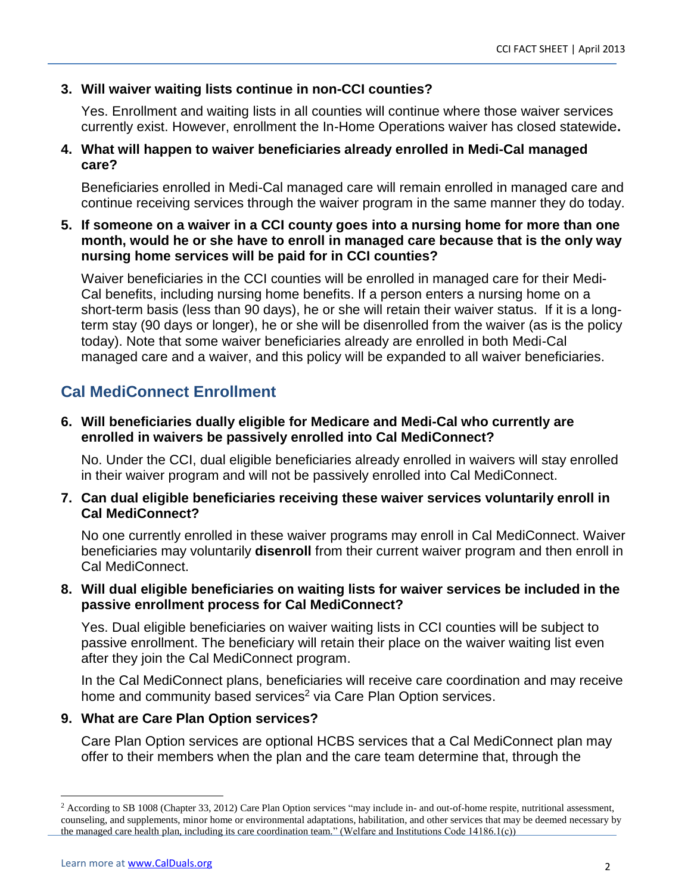**3. Will waiver waiting lists continue in non-CCI counties?**

Yes. Enrollment and waiting lists in all counties will continue where those waiver services currently exist. However, enrollment the In-Home Operations waiver has closed statewide**.**

**4. What will happen to waiver beneficiaries already enrolled in Medi-Cal managed care?**

Beneficiaries enrolled in Medi-Cal managed care will remain enrolled in managed care and continue receiving services through the waiver program in the same manner they do today.

**5. If someone on a waiver in a CCI county goes into a nursing home for more than one month, would he or she have to enroll in managed care because that is the only way nursing home services will be paid for in CCI counties?**

Waiver beneficiaries in the CCI counties will be enrolled in managed care for their Medi-Cal benefits, including nursing home benefits. If a person enters a nursing home on a short-term basis (less than 90 days), he or she will retain their waiver status. If it is a long-term stay (90 days or longer), he or she will be disenrolled from the waiver (as is the policy today). Note that some waiver beneficiaries already are enrolled in both Medi-Cal managed care and a waiver, and this policy will be expanded to all waiver beneficiaries.

## Cal MediConnect Enrollment

**6. Will beneficiaries dually eligible for Medicare and Medi-Cal who currently are enrolled in waivers be passively enrolled into Cal MediConnect?**

No. Under the CCI, dual eligible beneficiaries already enrolled in waivers will stay enrolled in their waiver program and will not be passively enrolled into Cal MediConnect.

**7. Can dual eligible beneficiaries receiving these waiver services voluntarily enroll in Cal MediConnect?**

No one currently enrolled in these waiver programs may enroll in Cal MediConnect. Waiver beneficiaries may voluntarily **disenroll** from their current waiver program and then enroll in Cal MediConnect.

**8. Will dual eligible beneficiaries on waiting lists for waiver services be included in the passive enrollment process for Cal MediConnect?**

Yes. Dual eligible beneficiaries on waiver waiting lists in CCI counties will be subject to passive enrollment. The beneficiary will retain their place on the waiver waiting list even after they join the Cal MediConnect program.

In the Cal MediConnect plans, beneficiaries will receive care coordination and may receive home and community based services[2] via Care Plan Option services.

**9. What are Care Plan Option services?**

Care Plan Option services are optional HCBS services that a Cal MediConnect plan may offer to their members when the plan and the care team determine that, through the

[2] According to SB 1008 (Chapter 33, 2012) Care Plan Option services "may include in- and out-of-home respite, nutritional assessment, counseling, and supplements, minor home or environmental adaptations, habilitation, and other services that may be deemed necessary by the managed care health plan, including its care coordination team." (Welfare and Institutions Code 14186.1(c))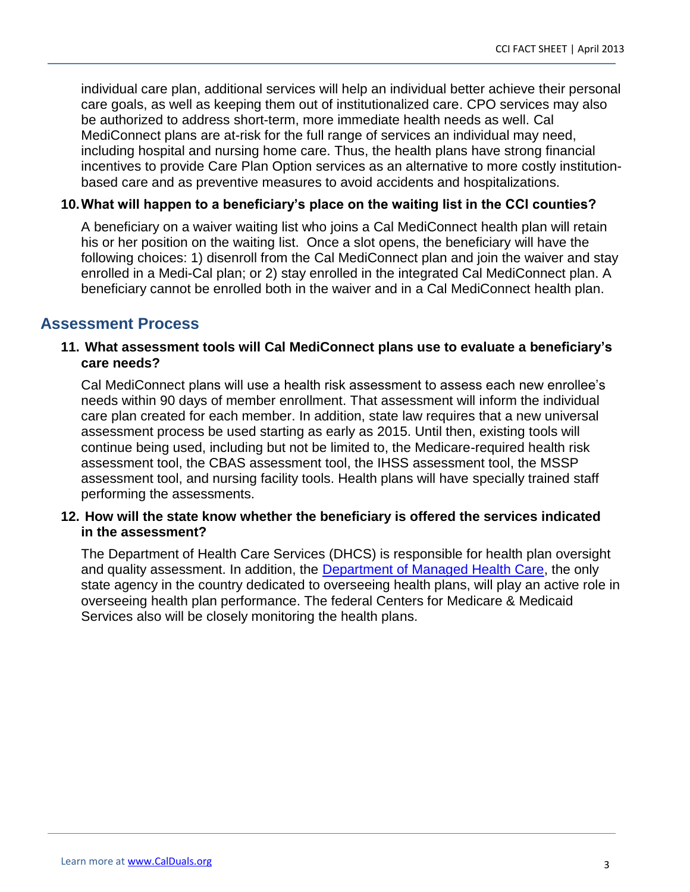individual care plan, additional services will help an individual better achieve their personal care goals, as well as keeping them out of institutionalized care. CPO services may also be authorized to address short-term, more immediate health needs as well. Cal MediConnect plans are at-risk for the full range of services an individual may need, including hospital and nursing home care. Thus, the health plans have strong financial incentives to provide Care Plan Option services as an alternative to more costly institution-based care and as preventive measures to avoid accidents and hospitalizations.

**10. What will happen to a beneficiary's place on the waiting list in the CCI counties?**

A beneficiary on a waiver waiting list who joins a Cal MediConnect health plan will retain his or her position on the waiting list. Once a slot opens, the beneficiary will have the following choices: 1) disenroll from the Cal MediConnect plan and join the waiver and stay enrolled in a Medi-Cal plan; or 2) stay enrolled in the integrated Cal MediConnect plan. A beneficiary cannot be enrolled both in the waiver and in a Cal MediConnect health plan.

## Assessment Process

**11. What assessment tools will Cal MediConnect plans use to evaluate a beneficiary's care needs?**

Cal MediConnect plans will use a health risk assessment to assess each new enrollee's needs within 90 days of member enrollment. That assessment will inform the individual care plan created for each member. In addition, state law requires that a new universal assessment process be used starting as early as 2015. Until then, existing tools will continue being used, including but not be limited to, the Medicare-required health risk assessment tool, the CBAS assessment tool, the IHSS assessment tool, the MSSP assessment tool, and nursing facility tools. Health plans will have specially trained staff performing the assessments.

**12. How will the state know whether the beneficiary is offered the services indicated in the assessment?**

The Department of Health Care Services (DHCS) is responsible for health plan oversight and quality assessment. In addition, the [Department of Managed Health Care](), the only state agency in the country dedicated to overseeing health plans, will play an active role in overseeing health plan performance. The federal Centers for Medicare & Medicaid Services also will be closely monitoring the health plans.